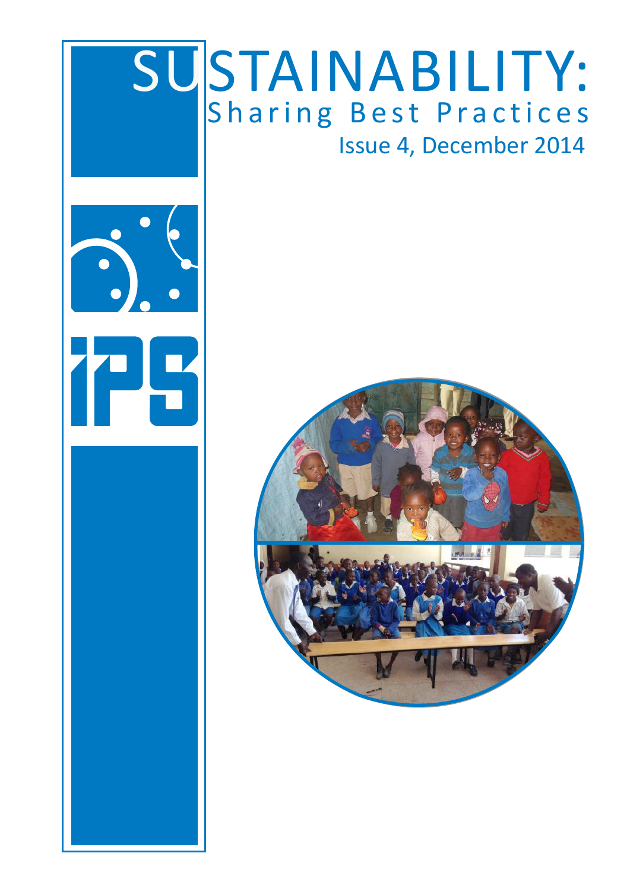# SUSTAINABILITY:

## Sharing Best Practices

Issue 4, December 2014

IPS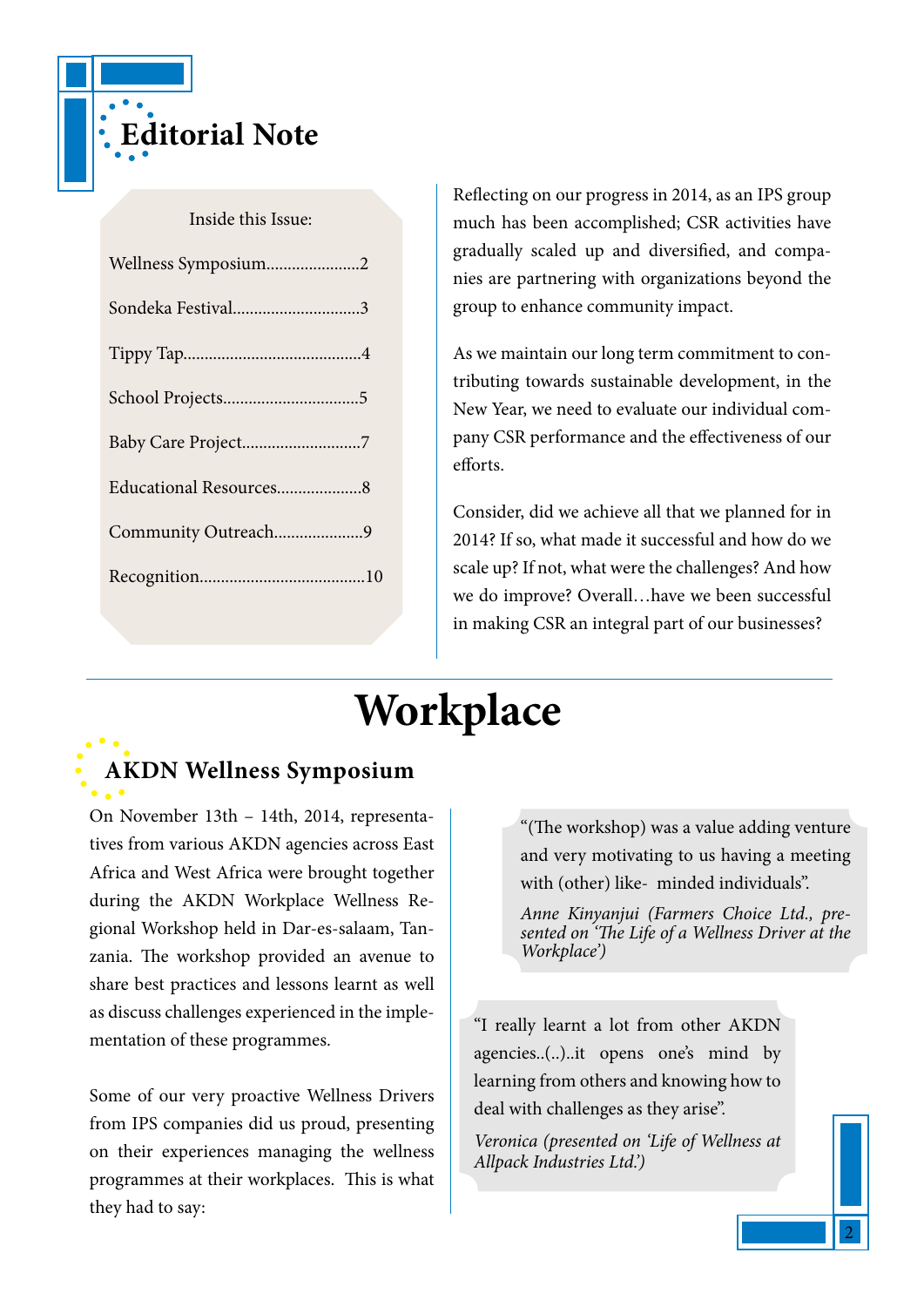# Editorial Note

Inside this Issue:

| | |
|---|---|
| Wellness Symposium | 2 |
| Sondeka Festival | 3 |
| Tippy Tap | 4 |
| School Projects | 5 |
| Baby Care Project | 7 |
| Educational Resources | 8 |
| Community Outreach | 9 |
| Recognition | 10 |

Reflecting on our progress in 2014, as an IPS group much has been accomplished; CSR activities have gradually scaled up and diversified, and companies are partnering with organizations beyond the group to enhance community impact.

As we maintain our long term commitment to contributing towards sustainable development, in the New Year, we need to evaluate our individual company CSR performance and the effectiveness of our efforts.

Consider, did we achieve all that we planned for in 2014? If so, what made it successful and how do we scale up? If not, what were the challenges? And how we do improve? Overall…have we been successful in making CSR an integral part of our businesses?

# Workplace

## AKDN Wellness Symposium

On November 13th – 14th, 2014, representatives from various AKDN agencies across East Africa and West Africa were brought together during the AKDN Workplace Wellness Regional Workshop held in Dar-es-salaam, Tanzania. The workshop provided an avenue to share best practices and lessons learnt as well as discuss challenges experienced in the implementation of these programmes.

Some of our very proactive Wellness Drivers from IPS companies did us proud, presenting on their experiences managing the wellness programmes at their workplaces. This is what they had to say:

> "(The workshop) was a value adding venture and very motivating to us having a meeting with (other) like- minded individuals".
>
> *Anne Kinyanjui (Farmers Choice Ltd., presented on 'The Life of a Wellness Driver at the Workplace')*

> "I really learnt a lot from other AKDN agencies..(..)..it opens one's mind by learning from others and knowing how to deal with challenges as they arise".
>
> *Veronica (presented on 'Life of Wellness at Allpack Industries Ltd.')*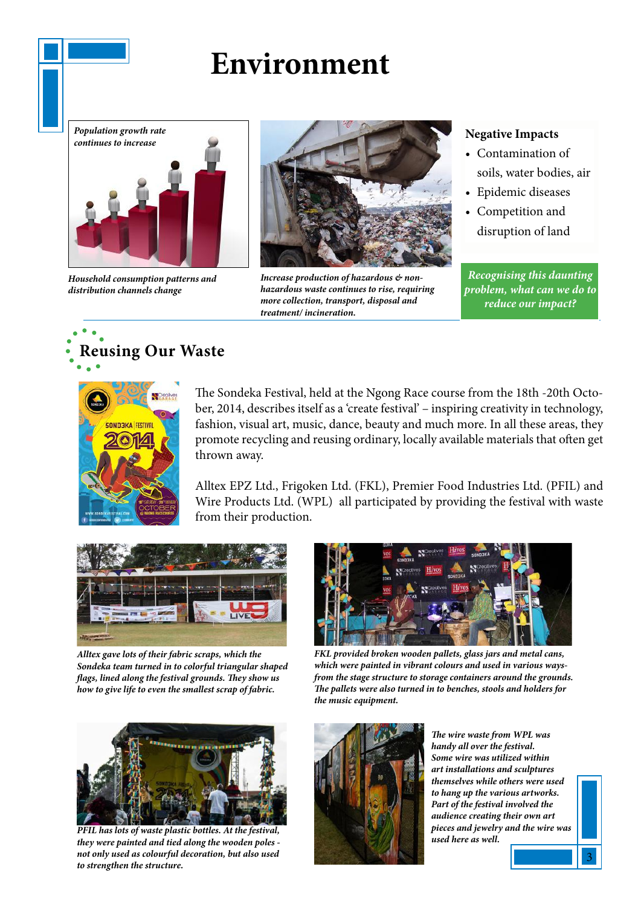# Environment

*Population growth rate continues to increase*

*Household consumption patterns and distribution channels change*

*Increase production of hazardous & non-hazardous waste continues to rise, requiring more collection, transport, disposal and treatment/ incineration.*

**Negative Impacts**

- Contamination of soils, water bodies, air
- Epidemic diseases
- Competition and disruption of land

***Recognising this daunting problem, what can we do to reduce our impact?***

## Reusing Our Waste

The Sondeka Festival, held at the Ngong Race course from the 18th -20th October, 2014, describes itself as a 'create festival' – inspiring creativity in technology, fashion, visual art, music, dance, beauty and much more. In all these areas, they promote recycling and reusing ordinary, locally available materials that often get thrown away.

Alltex EPZ Ltd., Frigoken Ltd. (FKL), Premier Food Industries Ltd. (PFIL) and Wire Products Ltd. (WPL) all participated by providing the festival with waste from their production.

*Alltex gave lots of their fabric scraps, which the Sondeka team turned in to colorful triangular shaped flags, lined along the festival grounds. They show us how to give life to even the smallest scrap of fabric.*

*FKL provided broken wooden pallets, glass jars and metal cans, which were painted in vibrant colours and used in various ways- from the stage structure to storage containers around the grounds. The pallets were also turned in to benches, stools and holders for the music equipment.*

*PFIL has lots of waste plastic bottles. At the festival, they were painted and tied along the wooden poles - not only used as colourful decoration, but also used to strengthen the structure.*

*The wire waste from WPL was handy all over the festival. Some wire was utilized within art installations and sculptures themselves while others were used to hang up the various artworks. Part of the festival involved the audience creating their own art pieces and jewelry and the wire was used here as well.*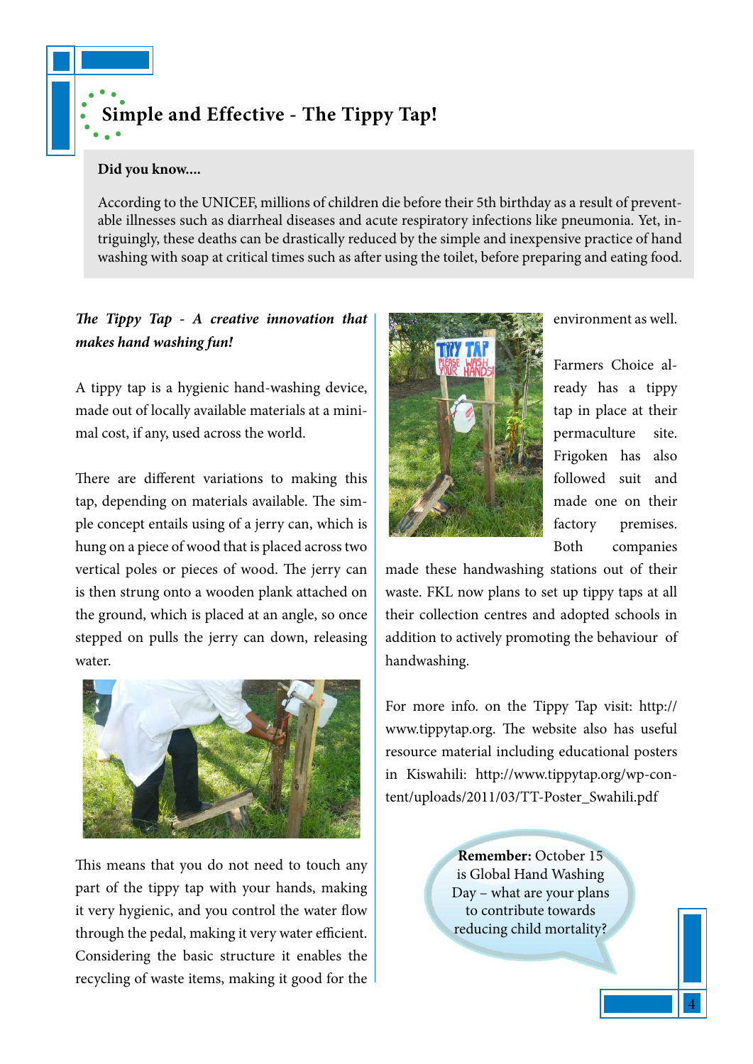## Simple and Effective - The Tippy Tap!

**Did you know....**

According to the UNICEF, millions of children die before their 5th birthday as a result of preventable illnesses such as diarrheal diseases and acute respiratory infections like pneumonia. Yet, intriguingly, these deaths can be drastically reduced by the simple and inexpensive practice of hand washing with soap at critical times such as after using the toilet, before preparing and eating food.

***The Tippy Tap - A creative innovation that makes hand washing fun!***

A tippy tap is a hygienic hand-washing device, made out of locally available materials at a minimal cost, if any, used across the world.

There are different variations to making this tap, depending on materials available. The simple concept entails using of a jerry can, which is hung on a piece of wood that is placed across two vertical poles or pieces of wood. The jerry can is then strung onto a wooden plank attached on the ground, which is placed at an angle, so once stepped on pulls the jerry can down, releasing water.

This means that you do not need to touch any part of the tippy tap with your hands, making it very hygienic, and you control the water flow through the pedal, making it very water efficient. Considering the basic structure it enables the recycling of waste items, making it good for the environment as well.

Farmers Choice already has a tippy tap in place at their permaculture site. Frigoken has also followed suit and made one on their factory premises. Both companies made these handwashing stations out of their waste. FKL now plans to set up tippy taps at all their collection centres and adopted schools in addition to actively promoting the behaviour of handwashing.

For more info. on the Tippy Tap visit: http://www.tippytap.org. The website also has useful resource material including educational posters in Kiswahili: http://www.tippytap.org/wp-content/uploads/2011/03/TT-Poster_Swahili.pdf

**Remember:** October 15 is Global Hand Washing Day – what are your plans to contribute towards reducing child mortality?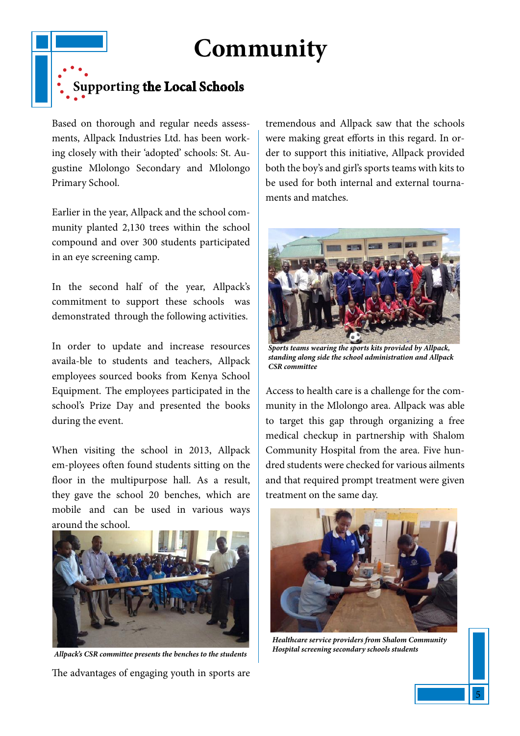# Community

## Supporting the Local Schools

Based on thorough and regular needs assessments, Allpack Industries Ltd. has been working closely with their 'adopted' schools: St. Augustine Mlolongo Secondary and Mlolongo Primary School.

Earlier in the year, Allpack and the school community planted 2,130 trees within the school compound and over 300 students participated in an eye screening camp.

In the second half of the year, Allpack's commitment to support these schools was demonstrated through the following activities.

In order to update and increase resources availa-ble to students and teachers, Allpack employees sourced books from Kenya School Equipment. The employees participated in the school's Prize Day and presented the books during the event.

When visiting the school in 2013, Allpack em-ployees often found students sitting on the floor in the multipurpose hall. As a result, they gave the school 20 benches, which are mobile and can be used in various ways around the school.

***Allpack's CSR committee presents the benches to the students***

The advantages of engaging youth in sports are tremendous and Allpack saw that the schools were making great efforts in this regard. In order to support this initiative, Allpack provided both the boy's and girl's sports teams with kits to be used for both internal and external tournaments and matches.

***Sports teams wearing the sports kits provided by Allpack, standing along side the school administration and Allpack CSR committee***

Access to health care is a challenge for the community in the Mlolongo area. Allpack was able to target this gap through organizing a free medical checkup in partnership with Shalom Community Hospital from the area. Five hundred students were checked for various ailments and that required prompt treatment were given treatment on the same day.

***Healthcare service providers from Shalom Community Hospital screening secondary schools students***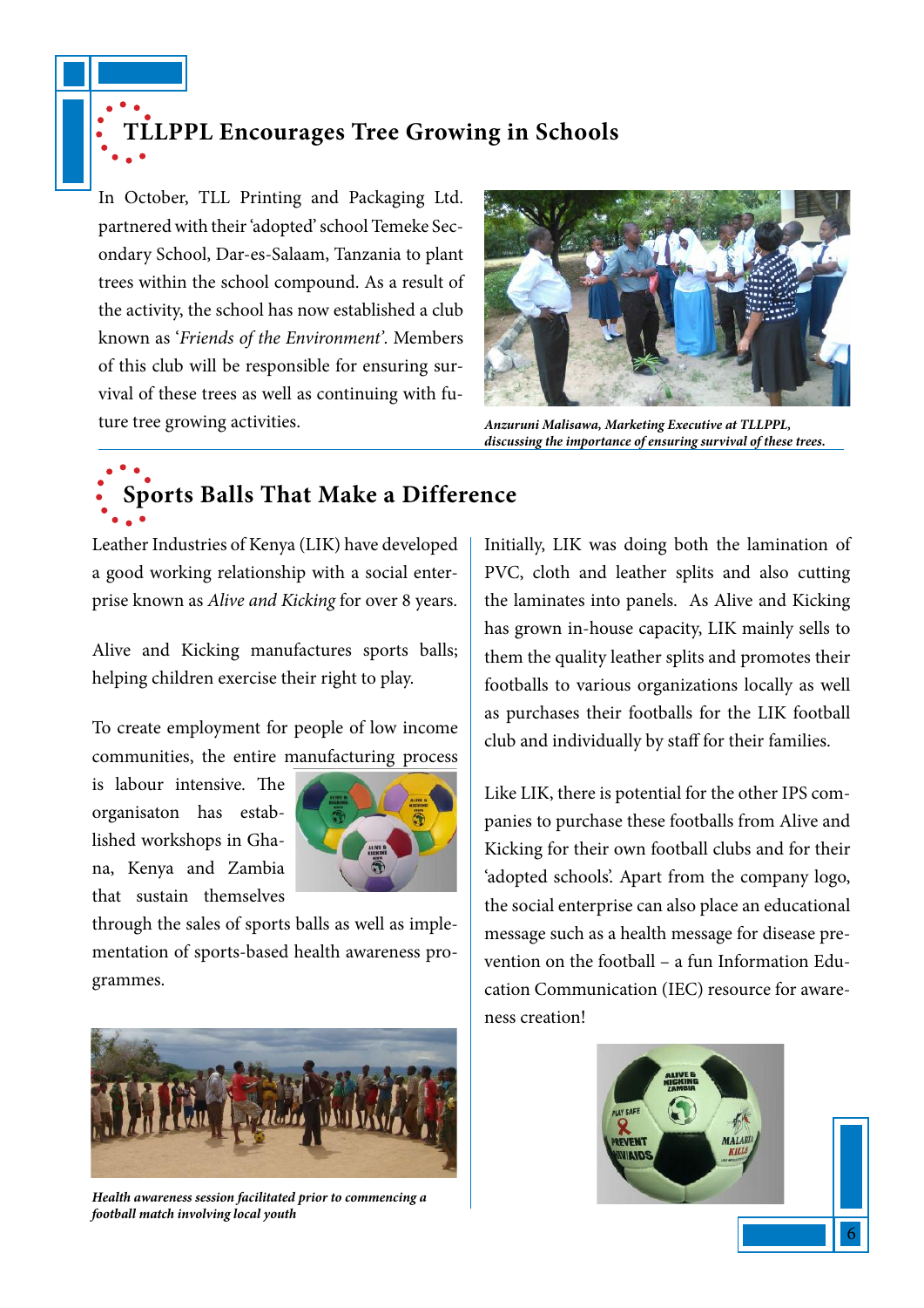## TLLPPL Encourages Tree Growing in Schools

In October, TLL Printing and Packaging Ltd. partnered with their 'adopted' school Temeke Secondary School, Dar-es-Salaam, Tanzania to plant trees within the school compound. As a result of the activity, the school has now established a club known as '*Friends of the Environment*'. Members of this club will be responsible for ensuring survival of these trees as well as continuing with future tree growing activities.

***Anzuruni Malisawa, Marketing Executive at TLLPPL, discussing the importance of ensuring survival of these trees.***

## Sports Balls That Make a Difference

Leather Industries of Kenya (LIK) have developed a good working relationship with a social enterprise known as *Alive and Kicking* for over 8 years.

Alive and Kicking manufactures sports balls; helping children exercise their right to play.

To create employment for people of low income communities, the entire manufacturing process is labour intensive. The organisaton has established workshops in Ghana, Kenya and Zambia that sustain themselves through the sales of sports balls as well as implementation of sports-based health awareness programmes.

***Health awareness session facilitated prior to commencing a football match involving local youth***

Initially, LIK was doing both the lamination of PVC, cloth and leather splits and also cutting the laminates into panels. As Alive and Kicking has grown in-house capacity, LIK mainly sells to them the quality leather splits and promotes their footballs to various organizations locally as well as purchases their footballs for the LIK football club and individually by staff for their families.

Like LIK, there is potential for the other IPS companies to purchase these footballs from Alive and Kicking for their own football clubs and for their 'adopted schools'. Apart from the company logo, the social enterprise can also place an educational message such as a health message for disease prevention on the football – a fun Information Education Communication (IEC) resource for awareness creation!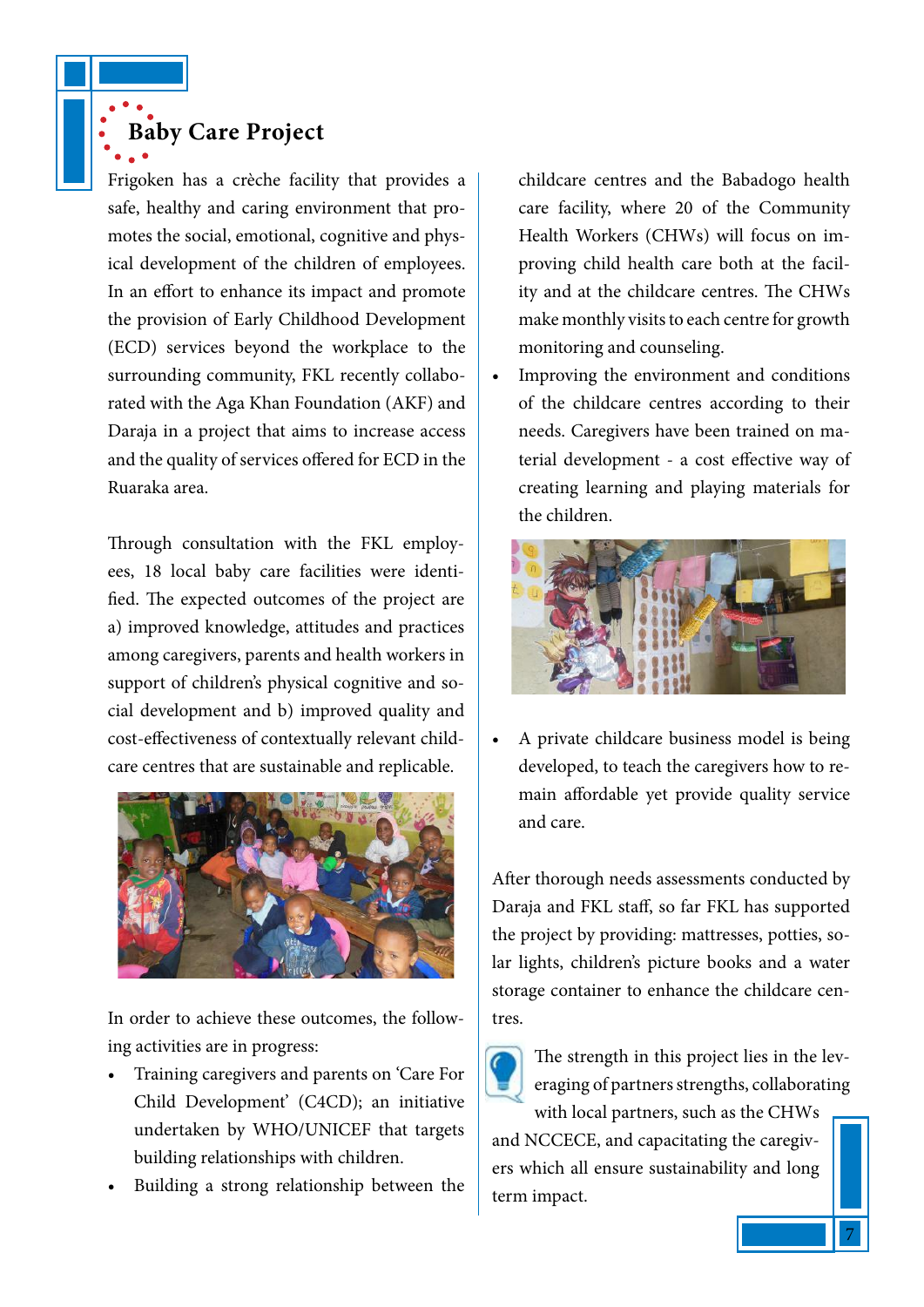## Baby Care Project

Frigoken has a crèche facility that provides a safe, healthy and caring environment that promotes the social, emotional, cognitive and physical development of the children of employees. In an effort to enhance its impact and promote the provision of Early Childhood Development (ECD) services beyond the workplace to the surrounding community, FKL recently collaborated with the Aga Khan Foundation (AKF) and Daraja in a project that aims to increase access and the quality of services offered for ECD in the Ruaraka area.

Through consultation with the FKL employees, 18 local baby care facilities were identified. The expected outcomes of the project are a) improved knowledge, attitudes and practices among caregivers, parents and health workers in support of children's physical cognitive and social development and b) improved quality and cost-effectiveness of contextually relevant childcare centres that are sustainable and replicable.

In order to achieve these outcomes, the following activities are in progress:

- Training caregivers and parents on 'Care For Child Development' (C4CD); an initiative undertaken by WHO/UNICEF that targets building relationships with children.
- Building a strong relationship between the childcare centres and the Babadogo health care facility, where 20 of the Community Health Workers (CHWs) will focus on improving child health care both at the facility and at the childcare centres. The CHWs make monthly visits to each centre for growth monitoring and counseling.
- Improving the environment and conditions of the childcare centres according to their needs. Caregivers have been trained on material development - a cost effective way of creating learning and playing materials for the children.
- A private childcare business model is being developed, to teach the caregivers how to remain affordable yet provide quality service and care.

After thorough needs assessments conducted by Daraja and FKL staff, so far FKL has supported the project by providing: mattresses, potties, solar lights, children's picture books and a water storage container to enhance the childcare centres.

The strength in this project lies in the leveraging of partners strengths, collaborating with local partners, such as the CHWs and NCCECE, and capacitating the caregivers which all ensure sustainability and long term impact.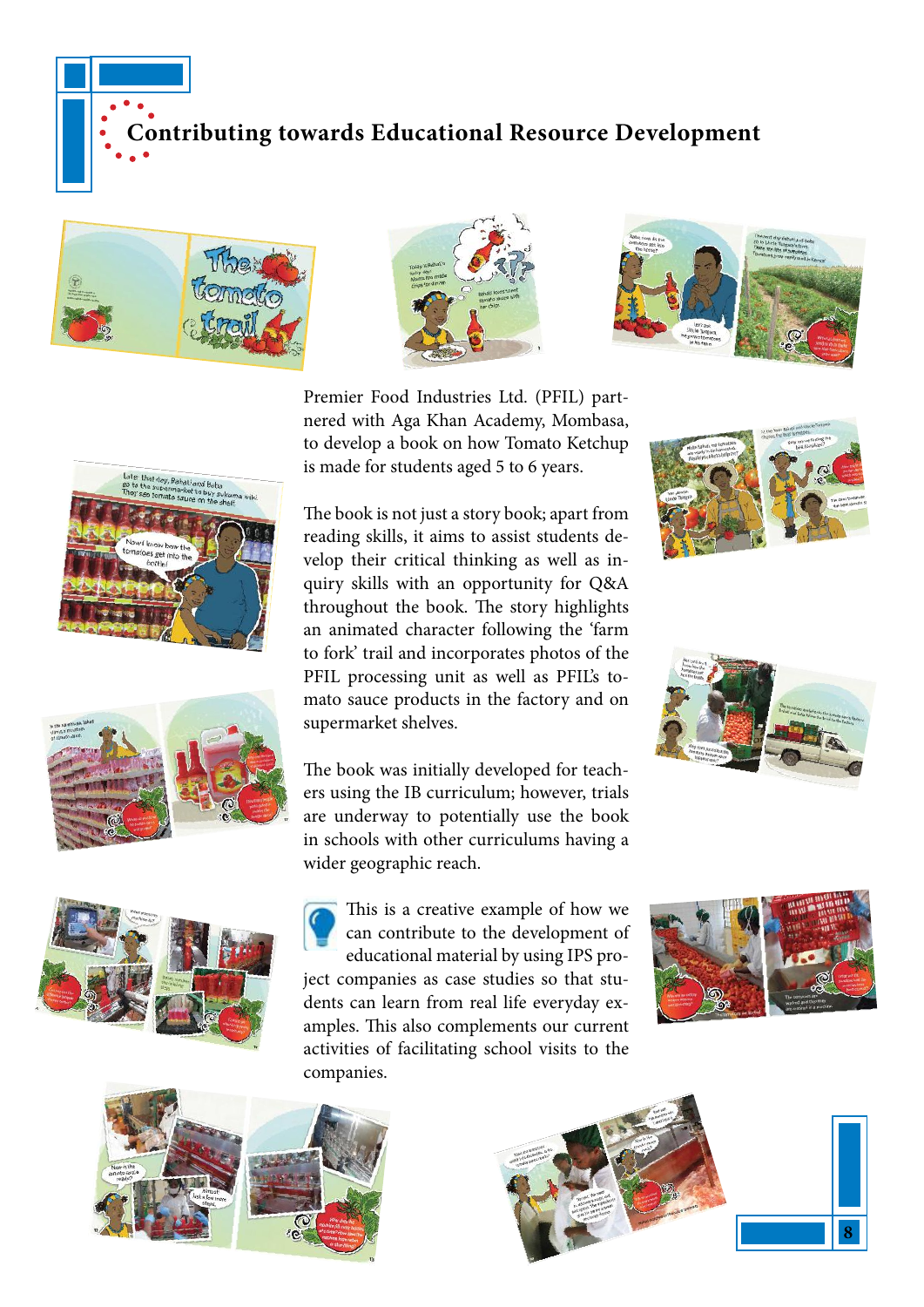# Contributing towards Educational Resource Development

Premier Food Industries Ltd. (PFIL) partnered with Aga Khan Academy, Mombasa, to develop a book on how Tomato Ketchup is made for students aged 5 to 6 years.

The book is not just a story book; apart from reading skills, it aims to assist students develop their critical thinking as well as inquiry skills with an opportunity for Q&A throughout the book. The story highlights an animated character following the 'farm to fork' trail and incorporates photos of the PFIL processing unit as well as PFIL's tomato sauce products in the factory and on supermarket shelves.

The book was initially developed for teachers using the IB curriculum; however, trials are underway to potentially use the book in schools with other curriculums having a wider geographic reach.

This is a creative example of how we can contribute to the development of educational material by using IPS project companies as case studies so that students can learn from real life everyday examples. This also complements our current activities of facilitating school visits to the companies.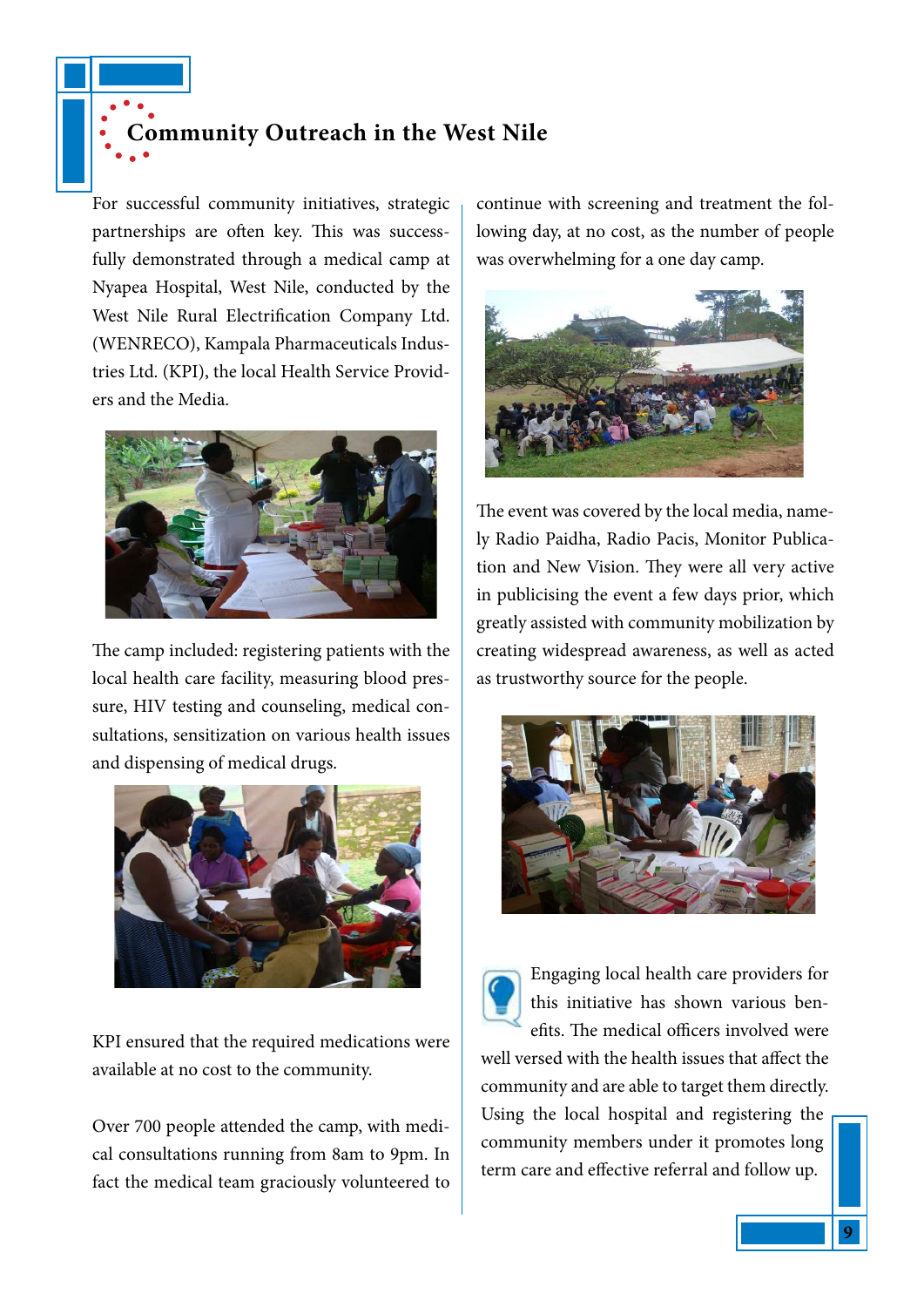# Community Outreach in the West Nile

For successful community initiatives, strategic partnerships are often key. This was successfully demonstrated through a medical camp at Nyapea Hospital, West Nile, conducted by the West Nile Rural Electrification Company Ltd. (WENRECO), Kampala Pharmaceuticals Industries Ltd. (KPI), the local Health Service Providers and the Media.

The camp included: registering patients with the local health care facility, measuring blood pressure, HIV testing and counseling, medical consultations, sensitization on various health issues and dispensing of medical drugs.

KPI ensured that the required medications were available at no cost to the community.

Over 700 people attended the camp, with medical consultations running from 8am to 9pm. In fact the medical team graciously volunteered to continue with screening and treatment the following day, at no cost, as the number of people was overwhelming for a one day camp.

The event was covered by the local media, namely Radio Paidha, Radio Pacis, Monitor Publication and New Vision. They were all very active in publicising the event a few days prior, which greatly assisted with community mobilization by creating widespread awareness, as well as acted as trustworthy source for the people.

Engaging local health care providers for this initiative has shown various benefits. The medical officers involved were well versed with the health issues that affect the community and are able to target them directly. Using the local hospital and registering the community members under it promotes long term care and effective referral and follow up.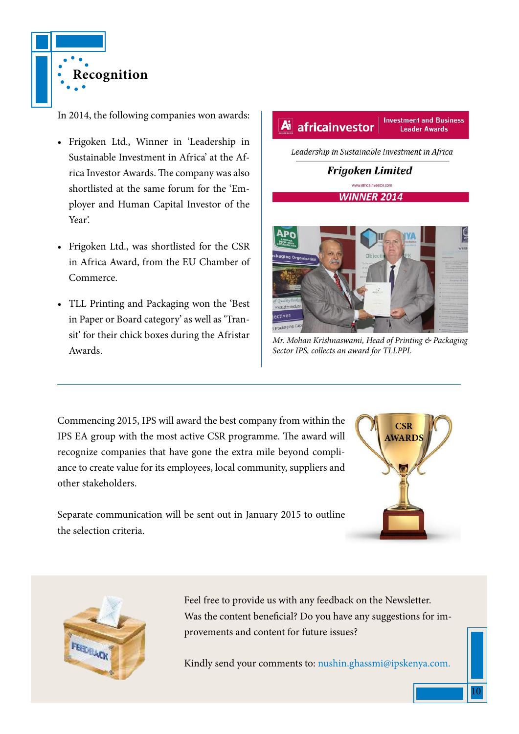# Recognition

In 2014, the following companies won awards:

- Frigoken Ltd., Winner in 'Leadership in Sustainable Investment in Africa' at the Africa Investor Awards. The company was also shortlisted at the same forum for the 'Employer and Human Capital Investor of the Year'.
- Frigoken Ltd., was shortlisted for the CSR in Africa Award, from the EU Chamber of Commerce.
- TLL Printing and Packaging won the 'Best in Paper or Board category' as well as 'Transit' for their chick boxes during the Afristar Awards.

africainvestor | Investment and Business Leader Awards

*Leadership in Sustainable Investment in Africa*

***Frigoken Limited***

www.africainvestor.com

***WINNER 2014***

*Mr. Mohan Krishnaswami, Head of Printing & Packaging Sector IPS, collects an award for TLLPPL*

---

Commencing 2015, IPS will award the best company from within the IPS EA group with the most active CSR programme. The award will recognize companies that have gone the extra mile beyond compliance to create value for its employees, local community, suppliers and other stakeholders.

Separate communication will be sent out in January 2015 to outline the selection criteria.

CSR AWARDS

Feel free to provide us with any feedback on the Newsletter. Was the content beneficial? Do you have any suggestions for improvements and content for future issues?

Kindly send your comments to: nushin.ghassmi@ipskenya.com.